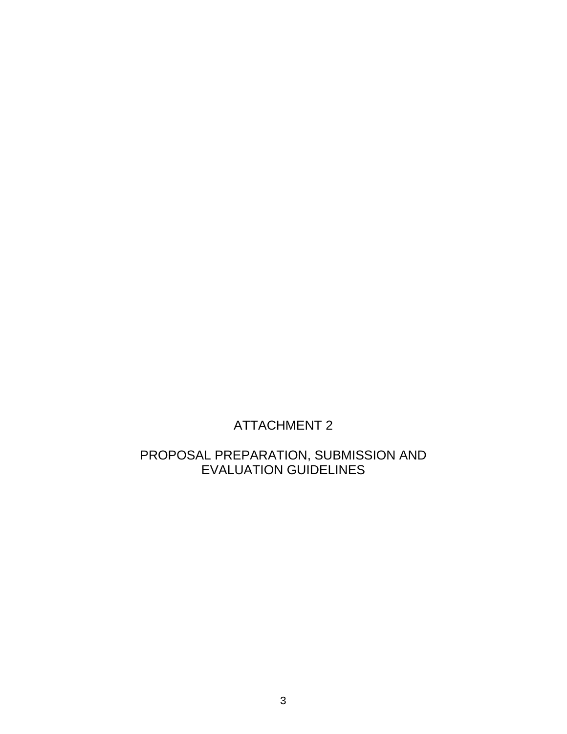# ATTACHMENT 2

# PROPOSAL PREPARATION, SUBMISSION AND EVALUATION GUIDELINES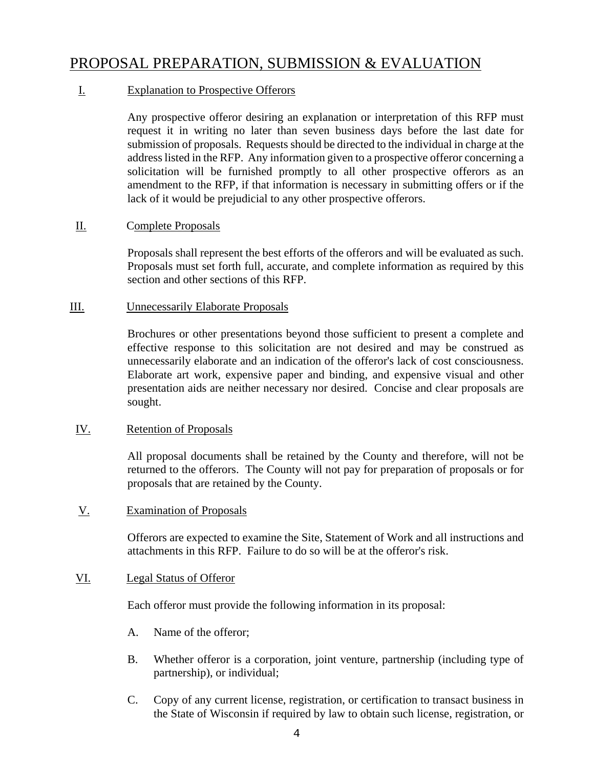# PROPOSAL PREPARATION, SUBMISSION & EVALUATION

## I. Explanation to Prospective Offerors

Any prospective offeror desiring an explanation or interpretation of this RFP must request it in writing no later than seven business days before the last date for submission of proposals. Requests should be directed to the individual in charge at the address listed in the RFP. Any information given to a prospective offeror concerning a solicitation will be furnished promptly to all other prospective offerors as an amendment to the RFP, if that information is necessary in submitting offers or if the lack of it would be prejudicial to any other prospective offerors.

## II. Complete Proposals

Proposals shall represent the best efforts of the offerors and will be evaluated as such. Proposals must set forth full, accurate, and complete information as required by this section and other sections of this RFP.

## III. Unnecessarily Elaborate Proposals

Brochures or other presentations beyond those sufficient to present a complete and effective response to this solicitation are not desired and may be construed as unnecessarily elaborate and an indication of the offeror's lack of cost consciousness. Elaborate art work, expensive paper and binding, and expensive visual and other presentation aids are neither necessary nor desired. Concise and clear proposals are sought.

## IV. Retention of Proposals

All proposal documents shall be retained by the County and therefore, will not be returned to the offerors. The County will not pay for preparation of proposals or for proposals that are retained by the County.

## V. Examination of Proposals

Offerors are expected to examine the Site, Statement of Work and all instructions and attachments in this RFP. Failure to do so will be at the offeror's risk.

## VI. Legal Status of Offeror

Each offeror must provide the following information in its proposal:

A. Name of the offeror;

B. Whether offeror is a corporation, joint venture, partnership (including type of partnership), or individual;

C. Copy of any current license, registration, or certification to transact business in the State of Wisconsin if required by law to obtain such license, registration, or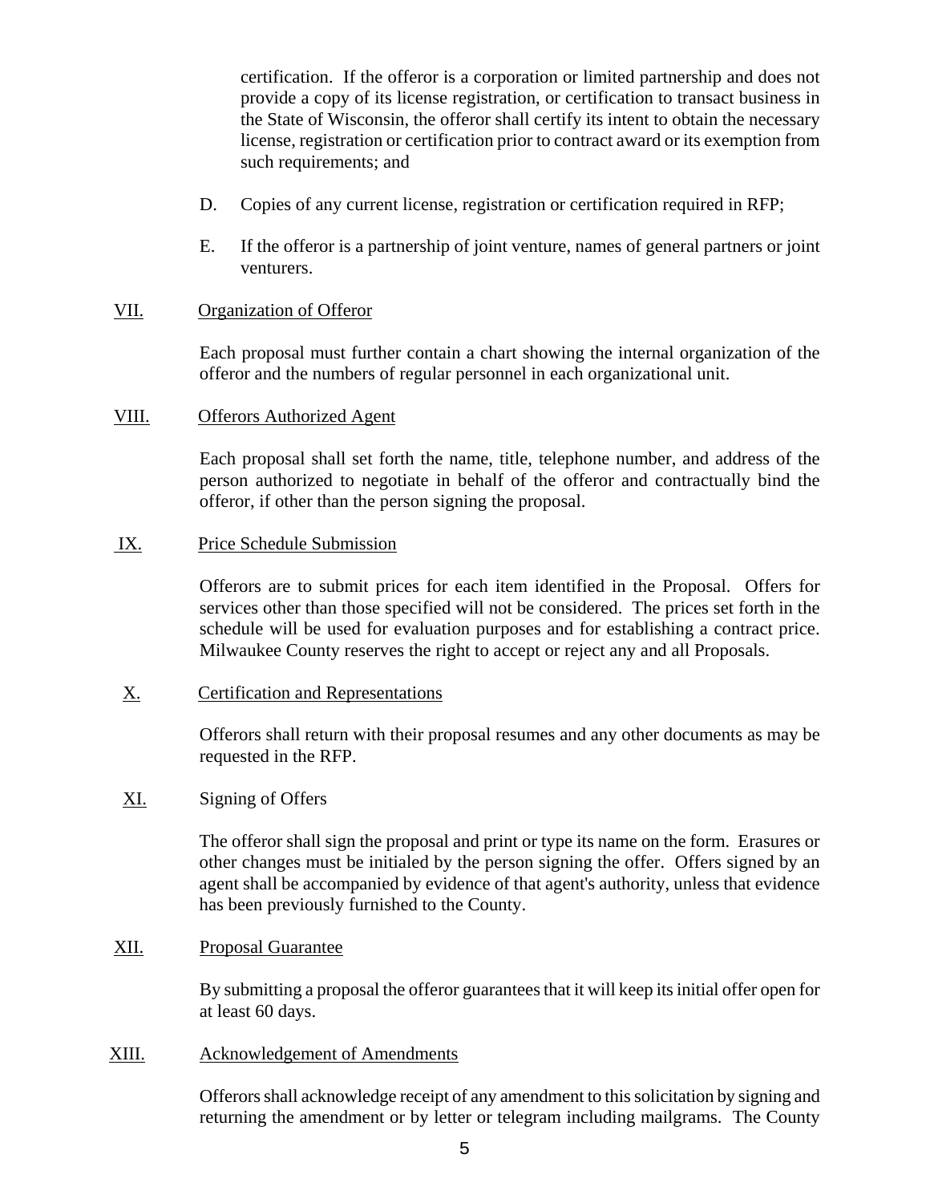certification. If the offeror is a corporation or limited partnership and does not provide a copy of its license registration, or certification to transact business in the State of Wisconsin, the offeror shall certify its intent to obtain the necessary license, registration or certification prior to contract award or its exemption from such requirements; and

D. Copies of any current license, registration or certification required in RFP;

E. If the offeror is a partnership of joint venture, names of general partners or joint venturers.

VII. Organization of Offeror

Each proposal must further contain a chart showing the internal organization of the offeror and the numbers of regular personnel in each organizational unit.

VIII. Offerors Authorized Agent

Each proposal shall set forth the name, title, telephone number, and address of the person authorized to negotiate in behalf of the offeror and contractually bind the offeror, if other than the person signing the proposal.

IX. Price Schedule Submission

Offerors are to submit prices for each item identified in the Proposal. Offers for services other than those specified will not be considered. The prices set forth in the schedule will be used for evaluation purposes and for establishing a contract price. Milwaukee County reserves the right to accept or reject any and all Proposals.

X. Certification and Representations

Offerors shall return with their proposal resumes and any other documents as may be requested in the RFP.

XI. Signing of Offers

The offeror shall sign the proposal and print or type its name on the form. Erasures or other changes must be initialed by the person signing the offer. Offers signed by an agent shall be accompanied by evidence of that agent's authority, unless that evidence has been previously furnished to the County.

XII. Proposal Guarantee

By submitting a proposal the offeror guarantees that it will keep its initial offer open for at least 60 days.

XIII. Acknowledgement of Amendments

Offerors shall acknowledge receipt of any amendment to this solicitation by signing and returning the amendment or by letter or telegram including mailgrams. The County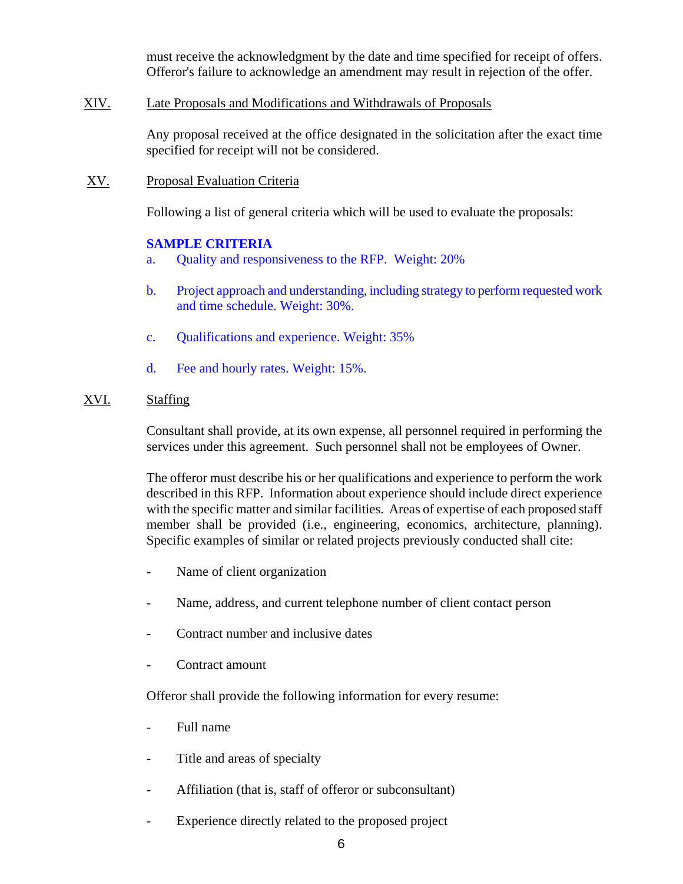must receive the acknowledgment by the date and time specified for receipt of offers. Offeror's failure to acknowledge an amendment may result in rejection of the offer.

## XIV. Late Proposals and Modifications and Withdrawals of Proposals

Any proposal received at the office designated in the solicitation after the exact time specified for receipt will not be considered.

## XV. Proposal Evaluation Criteria

Following a list of general criteria which will be used to evaluate the proposals:

**SAMPLE CRITERIA**

a. Quality and responsiveness to the RFP. Weight: 20%

b. Project approach and understanding, including strategy to perform requested work and time schedule. Weight: 30%.

c. Qualifications and experience. Weight: 35%

d. Fee and hourly rates. Weight: 15%.

## XVI. Staffing

Consultant shall provide, at its own expense, all personnel required in performing the services under this agreement. Such personnel shall not be employees of Owner.

The offeror must describe his or her qualifications and experience to perform the work described in this RFP. Information about experience should include direct experience with the specific matter and similar facilities. Areas of expertise of each proposed staff member shall be provided (i.e., engineering, economics, architecture, planning). Specific examples of similar or related projects previously conducted shall cite:

- Name of client organization
- Name, address, and current telephone number of client contact person
- Contract number and inclusive dates
- Contract amount

Offeror shall provide the following information for every resume:

- Full name
- Title and areas of specialty
- Affiliation (that is, staff of offeror or subconsultant)
- Experience directly related to the proposed project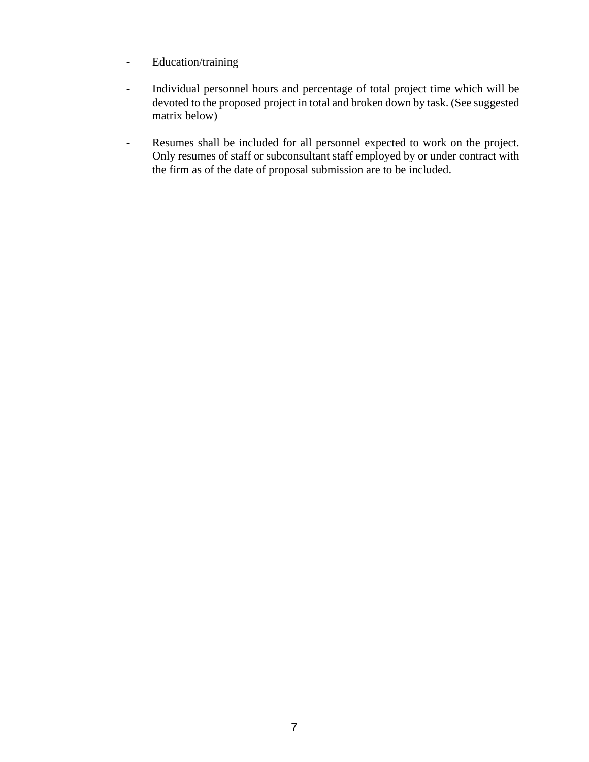- Education/training

- Individual personnel hours and percentage of total project time which will be devoted to the proposed project in total and broken down by task. (See suggested matrix below)

- Resumes shall be included for all personnel expected to work on the project. Only resumes of staff or subconsultant staff employed by or under contract with the firm as of the date of proposal submission are to be included.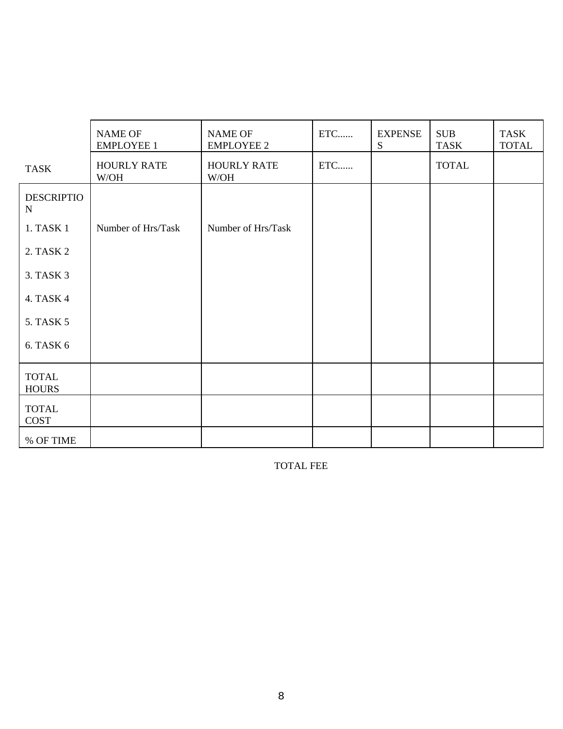| | NAME OF EMPLOYEE 1 | NAME OF EMPLOYEE 2 | ETC...... | EXPENSES | SUB TASK | TASK TOTAL |
|---|---|---|---|---|---|---|
| TASK | HOURLY RATE W/OH | HOURLY RATE W/OH | ETC...... | | TOTAL | |
| DESCRIPTION<br>1. TASK 1<br>2. TASK 2<br>3. TASK 3<br>4. TASK 4<br>5. TASK 5<br>6. TASK 6 | Number of Hrs/Task | Number of Hrs/Task | | | | |
| TOTAL HOURS | | | | | | |
| TOTAL COST | | | | | | |
| % OF TIME | | | | | | |

TOTAL FEE